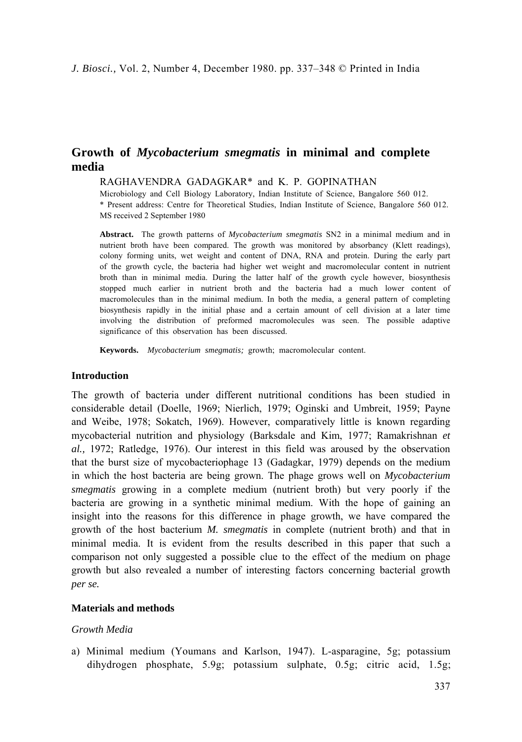# Growth of *Mycobacterium smegmatis* in minimal and complete media

RAGHAVENDRA GADAGKAR* and K. P. GOPINATHAN

Microbiology and Cell Biology Laboratory, Indian Institute of Science, Bangalore 560 012.

* Present address: Centre for Theoretical Studies, Indian Institute of Science, Bangalore 560 012.

MS received 2 September 1980

**Abstract.** The growth patterns of *Mycobacterium smegmatis* SN2 in a minimal medium and in nutrient broth have been compared. The growth was monitored by absorbancy (Klett readings), colony forming units, wet weight and content of DNA, RNA and protein. During the early part of the growth cycle, the bacteria had higher wet weight and macromolecular content in nutrient broth than in minimal media. During the latter half of the growth cycle however, biosynthesis stopped much earlier in nutrient broth and the bacteria had a much lower content of macromolecules than in the minimal medium. In both the media, a general pattern of completing biosynthesis rapidly in the initial phase and a certain amount of cell division at a later time involving the distribution of preformed macromolecules was seen. The possible adaptive significance of this observation has been discussed.

**Keywords.** *Mycobacterium smegmatis;* growth; macromolecular content.

## Introduction

The growth of bacteria under different nutritional conditions has been studied in considerable detail (Doelle, 1969; Nierlich, 1979; Oginski and Umbreit, 1959; Payne and Weibe, 1978; Sokatch, 1969). However, comparatively little is known regarding mycobacterial nutrition and physiology (Barksdale and Kim, 1977; Ramakrishnan *et al.,* 1972; Ratledge, 1976). Our interest in this field was aroused by the observation that the burst size of mycobacteriophage 13 (Gadagkar, 1979) depends on the medium in which the host bacteria are being grown. The phage grows well on *Mycobacterium smegmatis* growing in a complete medium (nutrient broth) but very poorly if the bacteria are growing in a synthetic minimal medium. With the hope of gaining an insight into the reasons for this difference in phage growth, we have compared the growth of the host bacterium *M. smegmatis* in complete (nutrient broth) and that in minimal media. It is evident from the results described in this paper that such a comparison not only suggested a possible clue to the effect of the medium on phage growth but also revealed a number of interesting factors concerning bacterial growth *per se.*

## Materials and methods

### *Growth Media*

a) Minimal medium (Youmans and Karlson, 1947). L-asparagine, 5g; potassium dihydrogen phosphate, 5.9g; potassium sulphate, 0.5g; citric acid, 1.5g;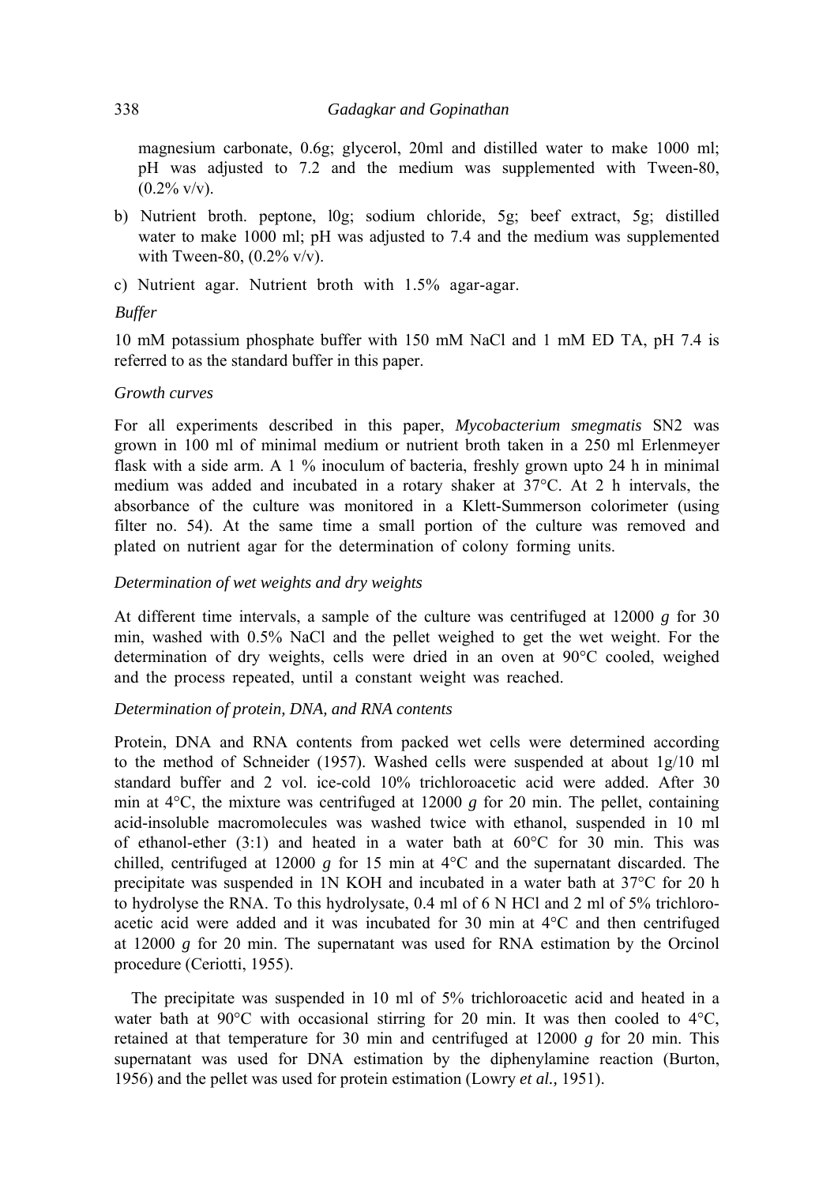magnesium carbonate, 0.6g; glycerol, 20ml and distilled water to make 1000 ml; pH was adjusted to 7.2 and the medium was supplemented with Tween-80, (0.2% v/v).

b) Nutrient broth. peptone, l0g; sodium chloride, 5g; beef extract, 5g; distilled water to make 1000 ml; pH was adjusted to 7.4 and the medium was supplemented with Tween-80, (0.2% v/v).

c) Nutrient agar. Nutrient broth with 1.5% agar-agar.

*Buffer*

10 mM potassium phosphate buffer with 150 mM NaCl and 1 mM ED TA, pH 7.4 is referred to as the standard buffer in this paper.

*Growth curves*

For all experiments described in this paper, *Mycobacterium smegmatis* SN2 was grown in 100 ml of minimal medium or nutrient broth taken in a 250 ml Erlenmeyer flask with a side arm. A 1 % inoculum of bacteria, freshly grown upto 24 h in minimal medium was added and incubated in a rotary shaker at 37°C. At 2 h intervals, the absorbance of the culture was monitored in a Klett-Summerson colorimeter (using filter no. 54). At the same time a small portion of the culture was removed and plated on nutrient agar for the determination of colony forming units.

*Determination of wet weights and dry weights*

At different time intervals, a sample of the culture was centrifuged at 12000 *g* for 30 min, washed with 0.5% NaCl and the pellet weighed to get the wet weight. For the determination of dry weights, cells were dried in an oven at 90°C cooled, weighed and the process repeated, until a constant weight was reached.

*Determination of protein, DNA, and RNA contents*

Protein, DNA and RNA contents from packed wet cells were determined according to the method of Schneider (1957). Washed cells were suspended at about 1g/10 ml standard buffer and 2 vol. ice-cold 10% trichloroacetic acid were added. After 30 min at 4°C, the mixture was centrifuged at 12000 *g* for 20 min. The pellet, containing acid-insoluble macromolecules was washed twice with ethanol, suspended in 10 ml of ethanol-ether (3:1) and heated in a water bath at 60°C for 30 min. This was chilled, centrifuged at 12000 *g* for 15 min at 4°C and the supernatant discarded. The precipitate was suspended in 1N KOH and incubated in a water bath at 37°C for 20 h to hydrolyse the RNA. To this hydrolysate, 0.4 ml of 6 N HCl and 2 ml of 5% trichloroacetic acid were added and it was incubated for 30 min at 4°C and then centrifuged at 12000 *g* for 20 min. The supernatant was used for RNA estimation by the Orcinol procedure (Ceriotti, 1955).

The precipitate was suspended in 10 ml of 5% trichloroacetic acid and heated in a water bath at 90°C with occasional stirring for 20 min. It was then cooled to 4°C, retained at that temperature for 30 min and centrifuged at 12000 *g* for 20 min. This supernatant was used for DNA estimation by the diphenylamine reaction (Burton, 1956) and the pellet was used for protein estimation (Lowry *et al.,* 1951).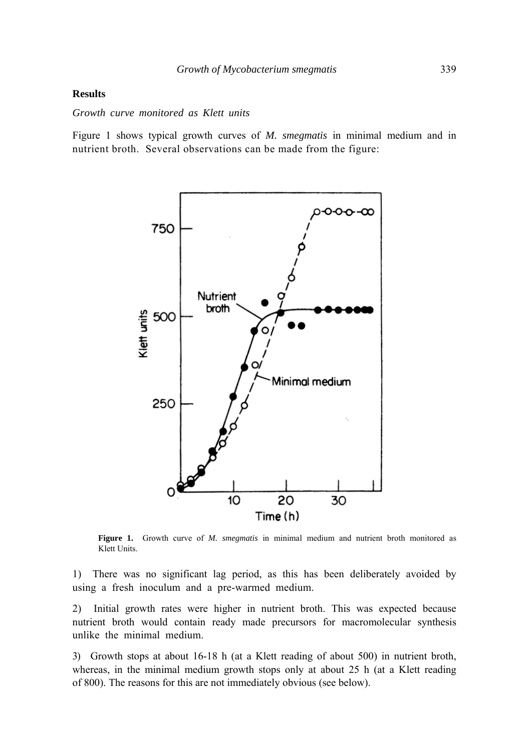## Results

*Growth curve monitored as Klett units*

Figure 1 shows typical growth curves of *M. smegmatis* in minimal medium and in nutrient broth. Several observations can be made from the figure:

**Figure 1.** Growth curve of *M. smegmatis* in minimal medium and nutrient broth monitored as Klett Units.

1) There was no significant lag period, as this has been deliberately avoided by using a fresh inoculum and a pre-warmed medium.

2) Initial growth rates were higher in nutrient broth. This was expected because nutrient broth would contain ready made precursors for macromolecular synthesis unlike the minimal medium.

3) Growth stops at about 16-18 h (at a Klett reading of about 500) in nutrient broth, whereas, in the minimal medium growth stops only at about 25 h (at a Klett reading of 800). The reasons for this are not immediately obvious (see below).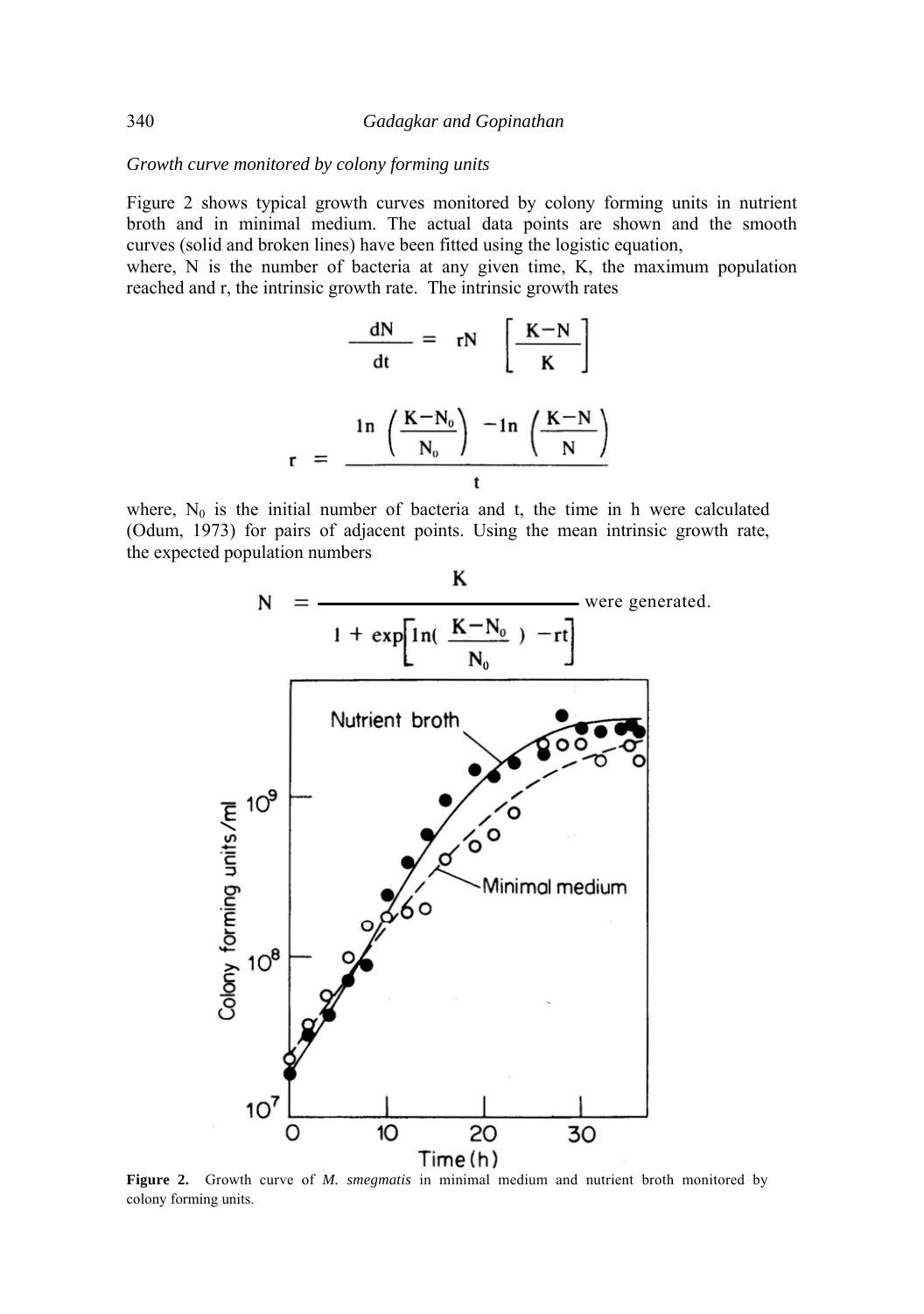*Growth curve monitored by colony forming units*

Figure 2 shows typical growth curves monitored by colony forming units in nutrient broth and in minimal medium. The actual data points are shown and the smooth curves (solid and broken lines) have been fitted using the logistic equation,

where, N is the number of bacteria at any given time, K, the maximum population reached and r, the intrinsic growth rate. The intrinsic growth rates

$$\frac{dN}{dt} = rN \left[ \frac{K-N}{K} \right]$$

$$r = \frac{\ln\left(\frac{K-N_0}{N_0}\right) - \ln\left(\frac{K-N}{N}\right)}{t}$$

where, $N_0$ is the initial number of bacteria and t, the time in h were calculated (Odum, 1973) for pairs of adjacent points. Using the mean intrinsic growth rate, the expected population numbers

$$N = \frac{K}{1 + \exp\left[\ln\left(\frac{K-N_0}{N_0}\right) - rt\right]}$$ were generated.

**Figure 2.** Growth curve of *M. smegmatis* in minimal medium and nutrient broth monitored by colony forming units.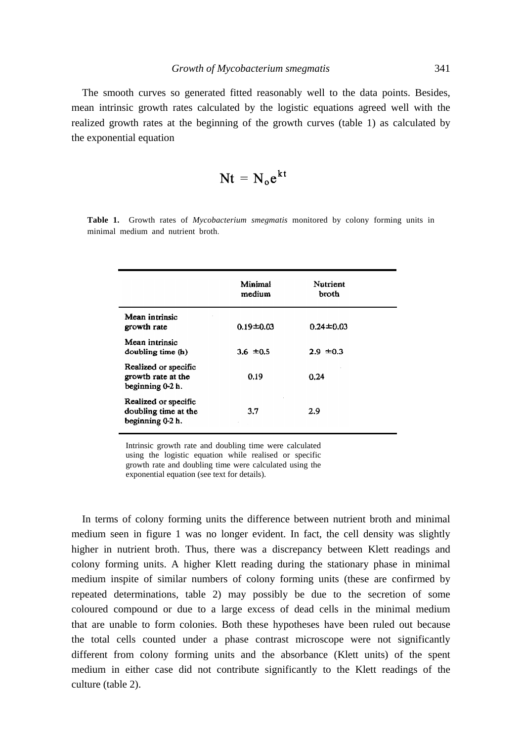The smooth curves so generated fitted reasonably well to the data points. Besides, mean intrinsic growth rates calculated by the logistic equations agreed well with the realized growth rates at the beginning of the growth curves (table 1) as calculated by the exponential equation

$$Nt = N_o e^{kt}$$

**Table 1.** Growth rates of *Mycobacterium smegmatis* monitored by colony forming units in minimal medium and nutrient broth.

| | Minimal medium | Nutrient broth |
|---|---|---|
| Mean intrinsic growth rate | 0.19±0.03 | 0.24±0.03 |
| Mean intrinsic doubling time (h) | 3.6 ±0.5 | 2.9 ±0.3 |
| Realized or specific growth rate at the beginning 0-2 h. | 0.19 | 0.24 |
| Realized or specific doubling time at the beginning 0-2 h. | 3.7 | 2.9 |

Intrinsic growth rate and doubling time were calculated using the logistic equation while realised or specific growth rate and doubling time were calculated using the exponential equation (see text for details).

In terms of colony forming units the difference between nutrient broth and minimal medium seen in figure 1 was no longer evident. In fact, the cell density was slightly higher in nutrient broth. Thus, there was a discrepancy between Klett readings and colony forming units. A higher Klett reading during the stationary phase in minimal medium inspite of similar numbers of colony forming units (these are confirmed by repeated determinations, table 2) may possibly be due to the secretion of some coloured compound or due to a large excess of dead cells in the minimal medium that are unable to form colonies. Both these hypotheses have been ruled out because the total cells counted under a phase contrast microscope were not significantly different from colony forming units and the absorbance (Klett units) of the spent medium in either case did not contribute significantly to the Klett readings of the culture (table 2).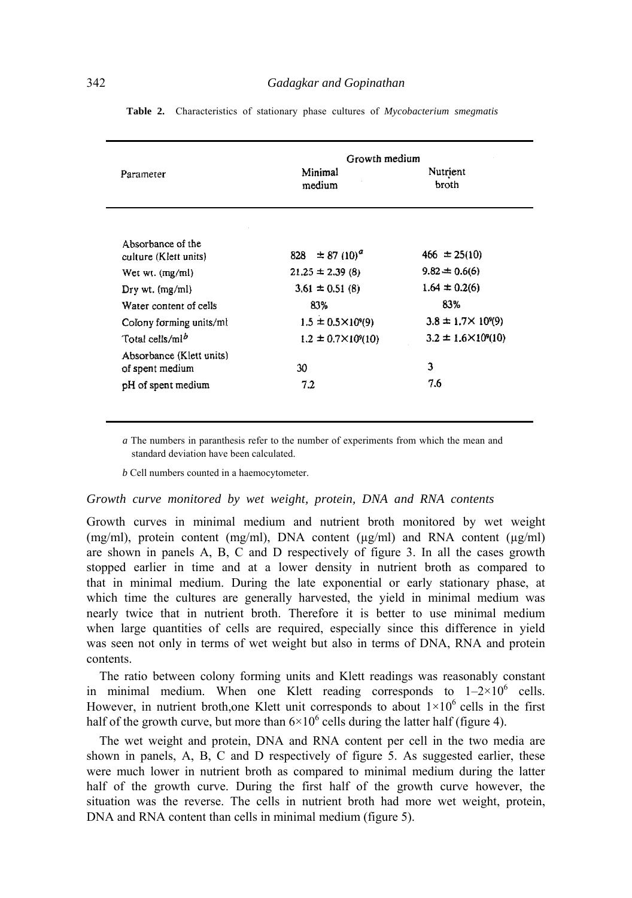**Table 2.** Characteristics of stationary phase cultures of *Mycobacterium smegmatis*

| Parameter | Growth medium | |
|---|---|---|
| | Minimal medium | Nutrient broth |
| Absorbance of the culture (Klett units) | $828 \pm 87$ (10)[a] | $466 \pm 25$(10) |
| Wet wt. (mg/ml) | $21.25 \pm 2.39$ (8) | $9.82 \pm 0.6$(6) |
| Dry wt. (mg/ml) | $3.61 \pm 0.51$ (8) | $1.64 \pm 0.2$(6) |
| Water content of cells | 83% | 83% |
| Colony forming units/ml | $1.5 \pm 0.5 \times 10^9$(9) | $3.8 \pm 1.7 \times 10^9$(9) |
| Total cells/ml[b] | $1.2 \pm 0.7 \times 10^9$(10) | $3.2 \pm 1.6 \times 10^9$(10) |
| Absorbance (Klett units) of spent medium | 30 | 3 |
| pH of spent medium | 7.2 | 7.6 |

*a* The numbers in paranthesis refer to the number of experiments from which the mean and standard deviation have been calculated.

*b* Cell numbers counted in a haemocytometer.

### *Growth curve monitored by wet weight, protein, DNA and RNA contents*

Growth curves in minimal medium and nutrient broth monitored by wet weight (mg/ml), protein content (mg/ml), DNA content (µg/ml) and RNA content (µg/ml) are shown in panels A, B, C and D respectively of figure 3. In all the cases growth stopped earlier in time and at a lower density in nutrient broth as compared to that in minimal medium. During the late exponential or early stationary phase, at which time the cultures are generally harvested, the yield in minimal medium was nearly twice that in nutrient broth. Therefore it is better to use minimal medium when large quantities of cells are required, especially since this difference in yield was seen not only in terms of wet weight but also in terms of DNA, RNA and protein contents.

The ratio between colony forming units and Klett readings was reasonably constant in minimal medium. When one Klett reading corresponds to $1–2\times10^6$ cells. However, in nutrient broth,one Klett unit corresponds to about $1\times10^6$ cells in the first half of the growth curve, but more than $6\times10^6$ cells during the latter half (figure 4).

The wet weight and protein, DNA and RNA content per cell in the two media are shown in panels, A, B, C and D respectively of figure 5. As suggested earlier, these were much lower in nutrient broth as compared to minimal medium during the latter half of the growth curve. During the first half of the growth curve however, the situation was the reverse. The cells in nutrient broth had more wet weight, protein, DNA and RNA content than cells in minimal medium (figure 5).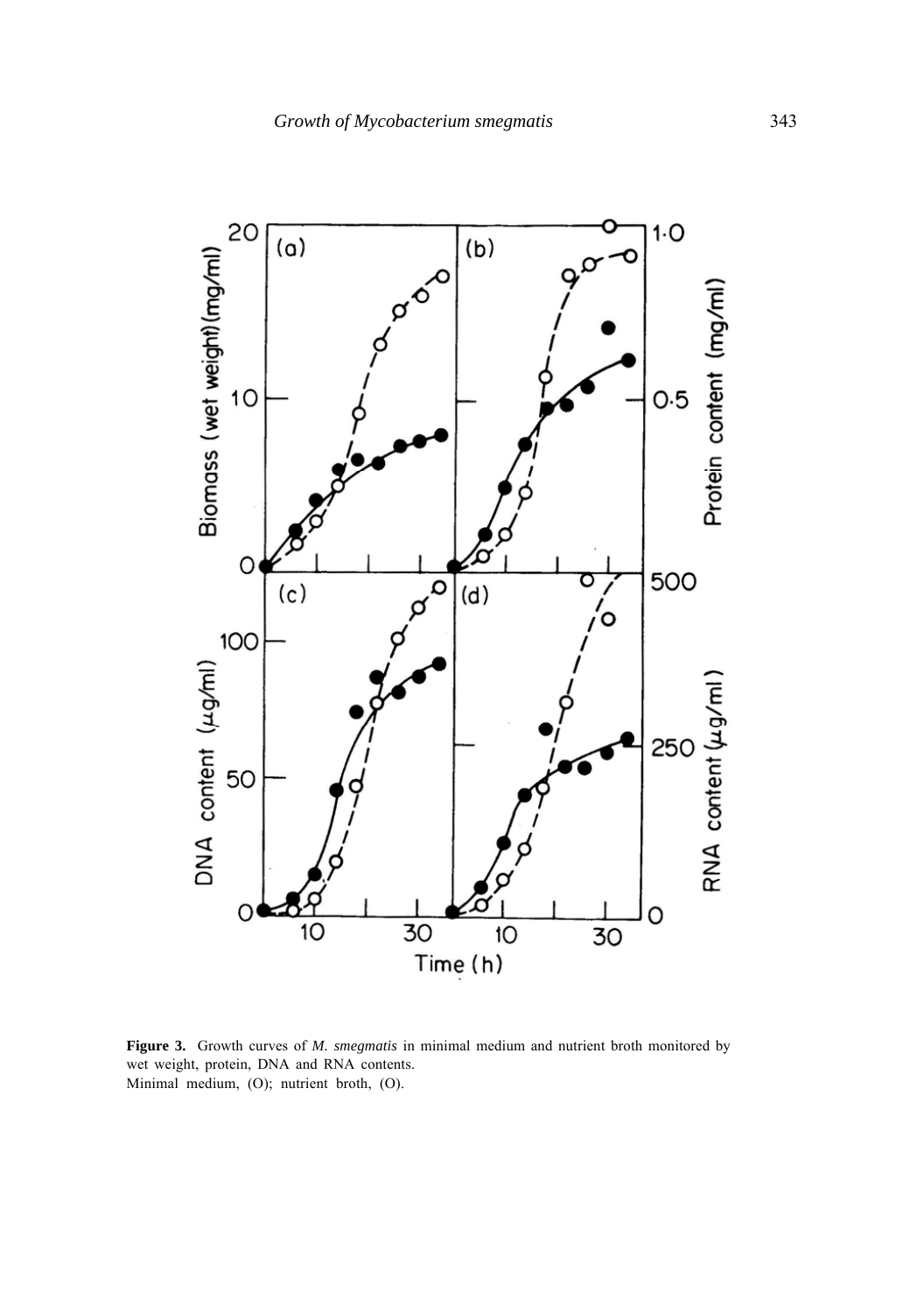**Figure 3.** Growth curves of *M. smegmatis* in minimal medium and nutrient broth monitored by wet weight, protein, DNA and RNA contents.
Minimal medium, (O); nutrient broth, (O).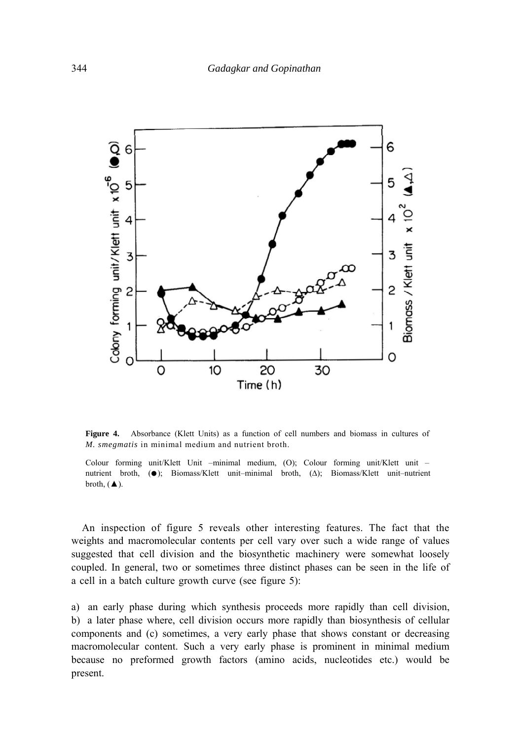**Figure 4.** Absorbance (Klett Units) as a function of cell numbers and biomass in cultures of *M. smegmatis* in minimal medium and nutrient broth.

Colour forming unit/Klett Unit –minimal medium, (O); Colour forming unit/Klett unit – nutrient broth, (●); Biomass/Klett unit–minimal broth, (Δ); Biomass/Klett unit–nutrient broth, (▲).

An inspection of figure 5 reveals other interesting features. The fact that the weights and macromolecular contents per cell vary over such a wide range of values suggested that cell division and the biosynthetic machinery were somewhat loosely coupled. In general, two or sometimes three distinct phases can be seen in the life of a cell in a batch culture growth curve (see figure 5):

a) an early phase during which synthesis proceeds more rapidly than cell division, b) a later phase where, cell division occurs more rapidly than biosynthesis of cellular components and (c) sometimes, a very early phase that shows constant or decreasing macromolecular content. Such a very early phase is prominent in minimal medium because no preformed growth factors (amino acids, nucleotides etc.) would be present.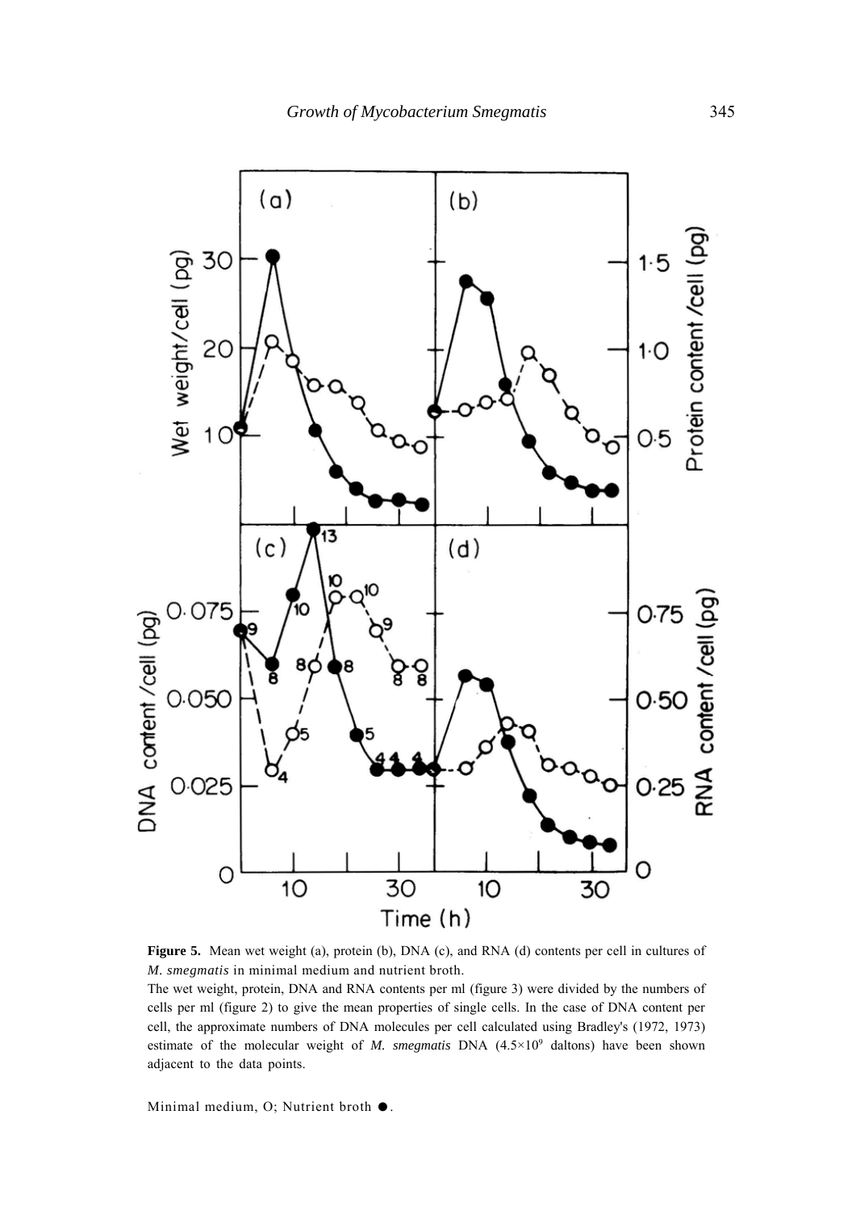**Figure 5.** Mean wet weight (a), protein (b), DNA (c), and RNA (d) contents per cell in cultures of *M. smegmatis* in minimal medium and nutrient broth.

The wet weight, protein, DNA and RNA contents per ml (figure 3) were divided by the numbers of cells per ml (figure 2) to give the mean properties of single cells. In the case of DNA content per cell, the approximate numbers of DNA molecules per cell calculated using Bradley's (1972, 1973) estimate of the molecular weight of *M. smegmatis* DNA ($4.5\times10^9$ daltons) have been shown adjacent to the data points.

Minimal medium, O; Nutrient broth ●.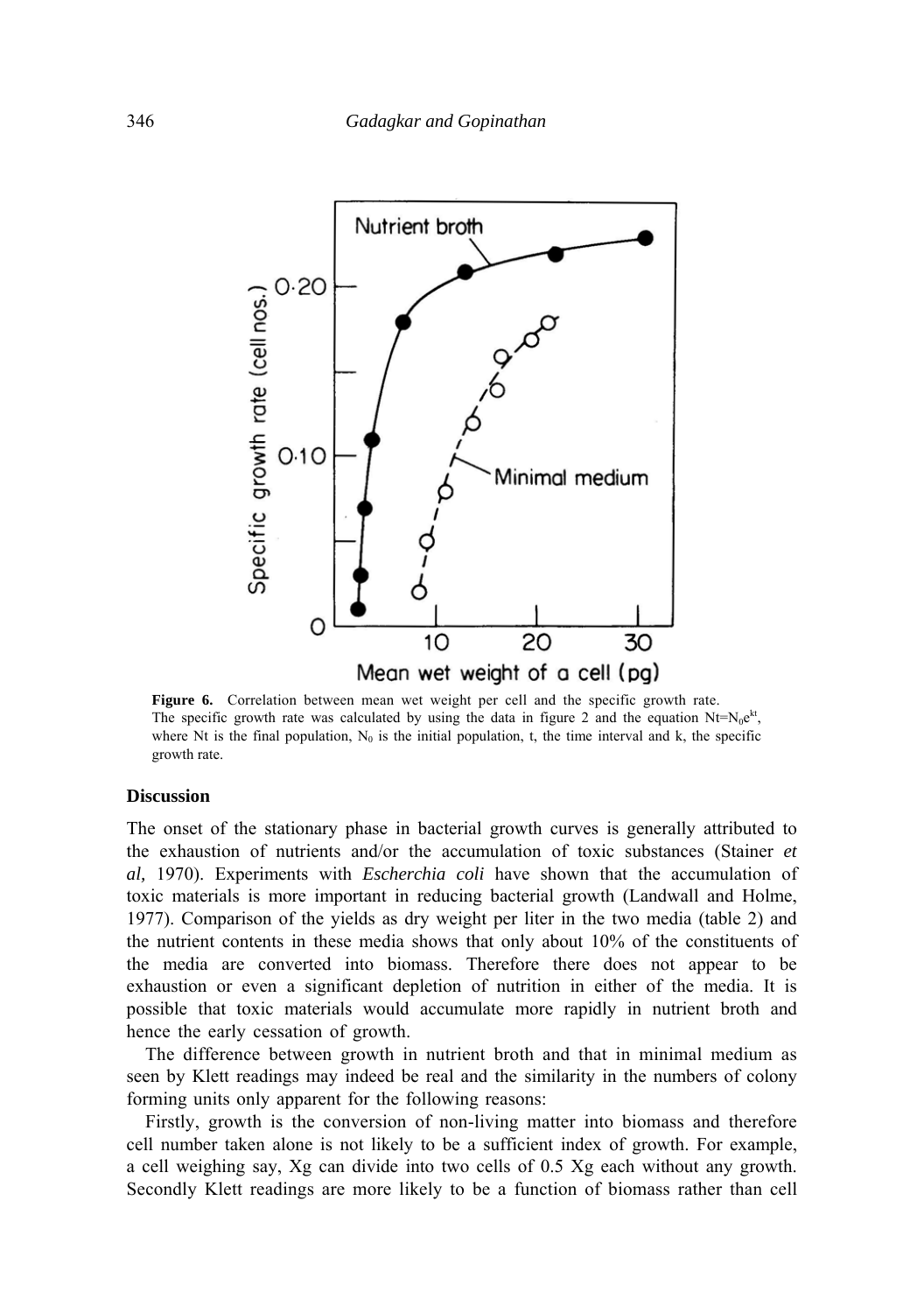**Figure 6.** Correlation between mean wet weight per cell and the specific growth rate. The specific growth rate was calculated by using the data in figure 2 and the equation $N_t = N_0 e^{kt}$, where Nt is the final population, $N_0$ is the initial population, t, the time interval and k, the specific growth rate.

## Discussion

The onset of the stationary phase in bacterial growth curves is generally attributed to the exhaustion of nutrients and/or the accumulation of toxic substances (Stainer *et al,* 1970). Experiments with *Escherchia coli* have shown that the accumulation of toxic materials is more important in reducing bacterial growth (Landwall and Holme, 1977). Comparison of the yields as dry weight per liter in the two media (table 2) and the nutrient contents in these media shows that only about 10% of the constituents of the media are converted into biomass. Therefore there does not appear to be exhaustion or even a significant depletion of nutrition in either of the media. It is possible that toxic materials would accumulate more rapidly in nutrient broth and hence the early cessation of growth.

The difference between growth in nutrient broth and that in minimal medium as seen by Klett readings may indeed be real and the similarity in the numbers of colony forming units only apparent for the following reasons:

Firstly, growth is the conversion of non-living matter into biomass and therefore cell number taken alone is not likely to be a sufficient index of growth. For example, a cell weighing say, Xg can divide into two cells of 0.5 Xg each without any growth. Secondly Klett readings are more likely to be a function of biomass rather than cell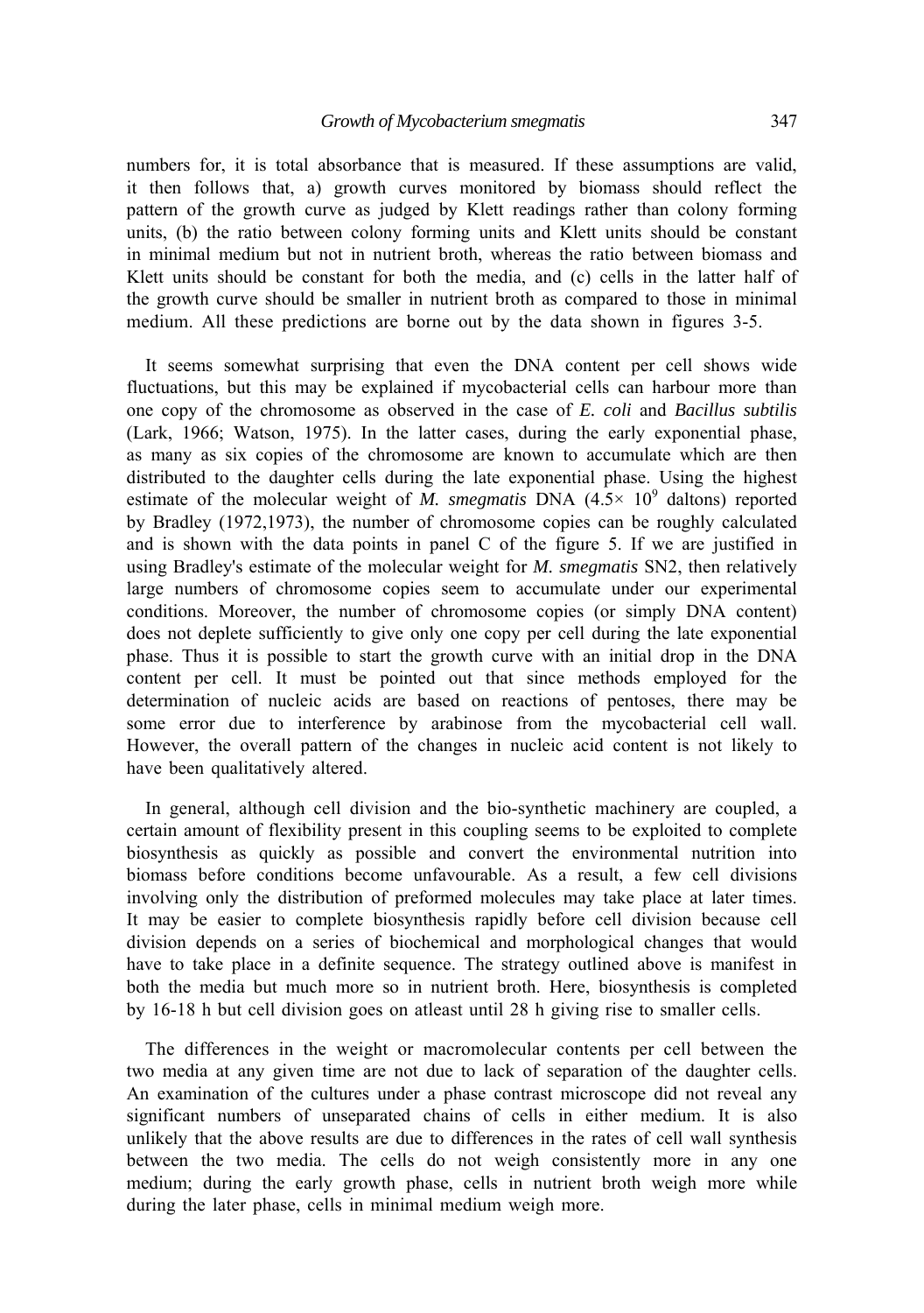numbers for, it is total absorbance that is measured. If these assumptions are valid, it then follows that, a) growth curves monitored by biomass should reflect the pattern of the growth curve as judged by Klett readings rather than colony forming units, (b) the ratio between colony forming units and Klett units should be constant in minimal medium but not in nutrient broth, whereas the ratio between biomass and Klett units should be constant for both the media, and (c) cells in the latter half of the growth curve should be smaller in nutrient broth as compared to those in minimal medium. All these predictions are borne out by the data shown in figures 3-5.

It seems somewhat surprising that even the DNA content per cell shows wide fluctuations, but this may be explained if mycobacterial cells can harbour more than one copy of the chromosome as observed in the case of *E. coli* and *Bacillus subtilis* (Lark, 1966; Watson, 1975). In the latter cases, during the early exponential phase, as many as six copies of the chromosome are known to accumulate which are then distributed to the daughter cells during the late exponential phase. Using the highest estimate of the molecular weight of *M. smegmatis* DNA ($4.5\times 10^9$ daltons) reported by Bradley (1972,1973), the number of chromosome copies can be roughly calculated and is shown with the data points in panel C of the figure 5. If we are justified in using Bradley's estimate of the molecular weight for *M. smegmatis* SN2, then relatively large numbers of chromosome copies seem to accumulate under our experimental conditions. Moreover, the number of chromosome copies (or simply DNA content) does not deplete sufficiently to give only one copy per cell during the late exponential phase. Thus it is possible to start the growth curve with an initial drop in the DNA content per cell. It must be pointed out that since methods employed for the determination of nucleic acids are based on reactions of pentoses, there may be some error due to interference by arabinose from the mycobacterial cell wall. However, the overall pattern of the changes in nucleic acid content is not likely to have been qualitatively altered.

In general, although cell division and the bio-synthetic machinery are coupled, a certain amount of flexibility present in this coupling seems to be exploited to complete biosynthesis as quickly as possible and convert the environmental nutrition into biomass before conditions become unfavourable. As a result, a few cell divisions involving only the distribution of preformed molecules may take place at later times. It may be easier to complete biosynthesis rapidly before cell division because cell division depends on a series of biochemical and morphological changes that would have to take place in a definite sequence. The strategy outlined above is manifest in both the media but much more so in nutrient broth. Here, biosynthesis is completed by 16-18 h but cell division goes on atleast until 28 h giving rise to smaller cells.

The differences in the weight or macromolecular contents per cell between the two media at any given time are not due to lack of separation of the daughter cells. An examination of the cultures under a phase contrast microscope did not reveal any significant numbers of unseparated chains of cells in either medium. It is also unlikely that the above results are due to differences in the rates of cell wall synthesis between the two media. The cells do not weigh consistently more in any one medium; during the early growth phase, cells in nutrient broth weigh more while during the later phase, cells in minimal medium weigh more.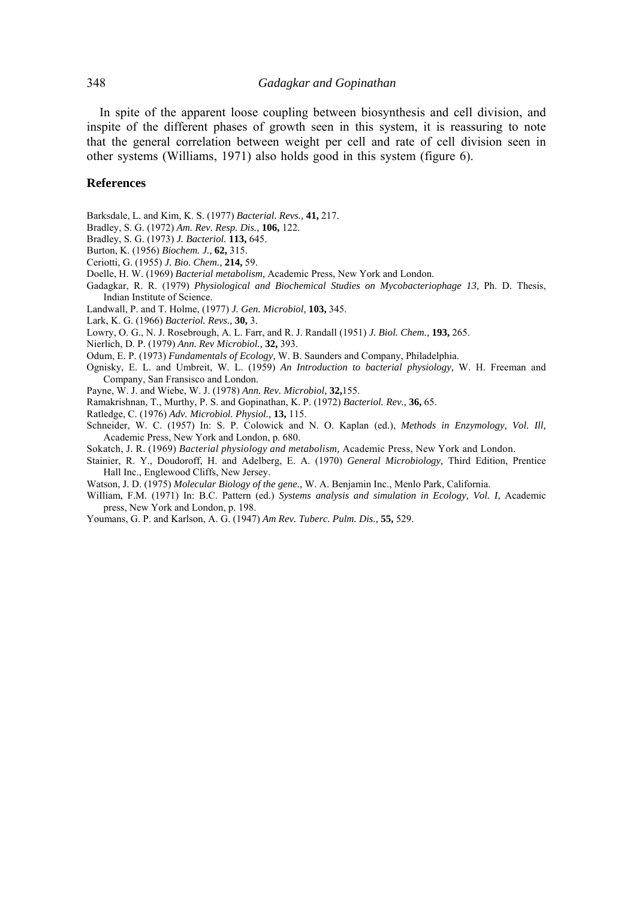In spite of the apparent loose coupling between biosynthesis and cell division, and inspite of the different phases of growth seen in this system, it is reassuring to note that the general correlation between weight per cell and rate of cell division seen in other systems (Williams, 1971) also holds good in this system (figure 6).

## References

Barksdale, L. and Kim, K. S. (1977) *Bacterial. Revs.,* **41,** 217.

Bradley, S. G. (1972) *Am. Rev. Resp. Dis.,* **106,** 122.

Bradley, S. G. (1973) *J. Bacteriol.* **113,** 645.

Burton, K. (1956) *Biochem. J.,* **62,** 315.

Ceriotti, G. (1955) *J. Bio. Chem.,* **214,** 59.

Doelle, H. W. (1969) *Bacterial metabolism,* Academic Press, New York and London.

Gadagkar, R. R. (1979) *Physiological and Biochemical Studies on Mycobacteriophage 13,* Ph. D. Thesis, Indian Institute of Science.

Landwall, P. and T. Holme, (1977) *J. Gen. Microbiol,* **103,** 345.

Lark, K. G. (1966) *Bacteriol. Revs.,* **30,** 3.

Lowry, O. G., N. J. Rosebrough, A. L. Farr, and R. J. Randall (1951) *J. Biol. Chem.,* **193,** 265.

Nierlich, D. P. (1979) *Ann. Rev Microbiol.,* **32,** 393.

Odum, E. P. (1973) *Fundamentals of Ecology,* W. B. Saunders and Company, Philadelphia.

Ognisky, E. L. and Umbreit, W. L. (1959) *An Introduction to bacterial physiology,* W. H. Freeman and Company, San Fransisco and London.

Payne, W. J. and Wiebe, W. J. (1978) *Ann. Rev. Microbiol,* **32,**155.

Ramakrishnan, T., Murthy, P. S. and Gopinathan, K. P. (1972) *Bacteriol. Rev.,* **36,** 65.

Ratledge, C. (1976) *Adv. Microbiol. Physiol.,* **13,** 115.

Schneider, W. C. (1957) In: S. P. Colowick and N. O. Kaplan (ed.), *Methods in Enzymology, Vol. Ill,* Academic Press, New York and London, p. 680.

Sokatch, J. R. (1969) *Bacterial physiology and metabolism,* Academic Press, New York and London.

Stainier, R. Y., Doudoroff, H. and Adelberg, E. A. (1970) *General Microbiology,* Third Edition, Prentice Hall Inc., Englewood Cliffs, New Jersey.

Watson, J. D. (1975) *Molecular Biology of the gene.,* W. A. Benjamin Inc., Menlo Park, California.

WiIliam, F.M. (1971) In: B.C. Pattern (ed.) *Systems analysis and simulation in Ecology, Vol. I,* Academic press, New York and London, p. 198.

Youmans, G. P. and Karlson, A. G. (1947) *Am Rev. Tuberc. Pulm. Dis.,* **55,** 529.